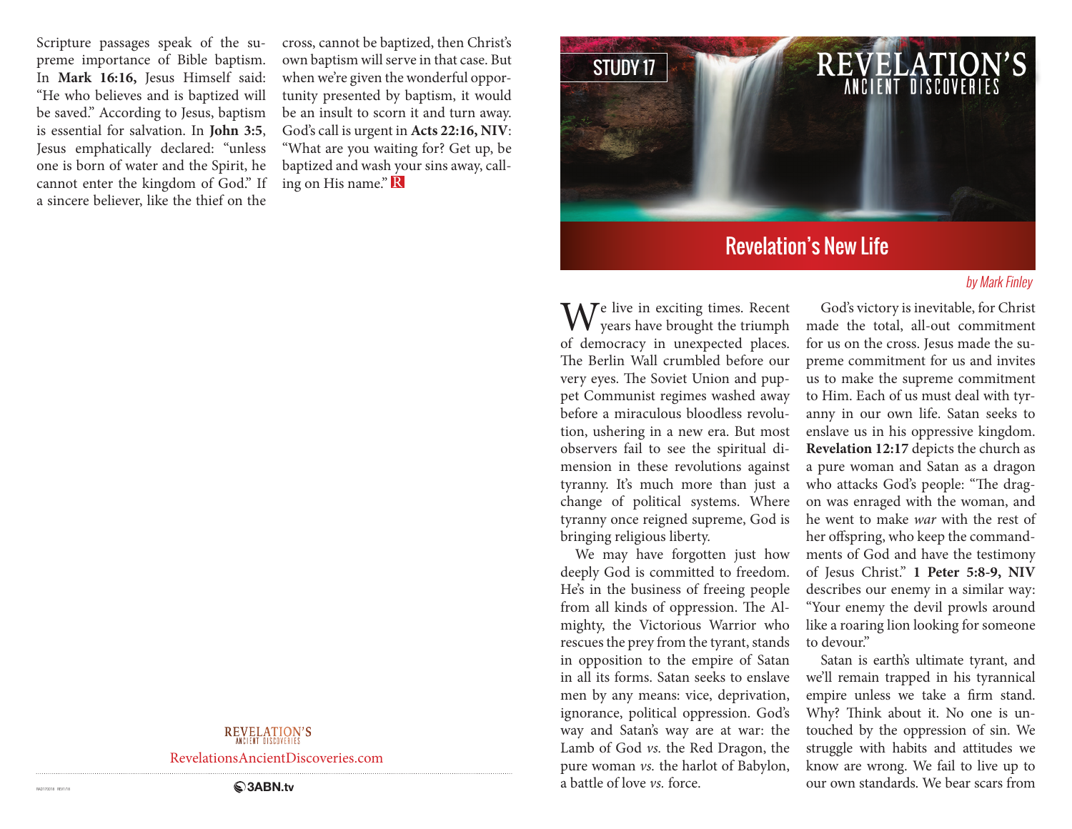Scripture passages speak of the supreme importance of Bible baptism. In **Mark 16:16,** Jesus Himself said: "He who believes and is baptized will be saved." According to Jesus, baptism is essential for salvation. In **John 3:5**, Jesus emphatically declared: "unless one is born of water and the Spirit, he cannot enter the kingdom of God." If a sincere believer, like the thief on the cross, cannot be baptized, then Christ's own baptism will serve in that case. But when we're given the wonderful opportunity presented by baptism, it would be an insult to scorn it and turn away. God's call is urgent in **Acts 22:16, NIV**: "What are you waiting for? Get up, be baptized and wash your sins away, calling on His name." R

REVELATION'S ANCIENT DISCOVERIES

RevelationsAncientDiscoveries.com

3ABN.tv

STUDY 17

REVELATION'S ANCIENT DISCOVERIES

# Revelation's New Life

*by Mark Finley*

We live in exciting times. Recent years have brought the triumph of democracy in unexpected places. The Berlin Wall crumbled before our very eyes. The Soviet Union and puppet Communist regimes washed away before a miraculous bloodless revolution, ushering in a new era. But most observers fail to see the spiritual dimension in these revolutions against tyranny. It's much more than just a change of political systems. Where tyranny once reigned supreme, God is bringing religious liberty.

We may have forgotten just how deeply God is committed to freedom. He's in the business of freeing people from all kinds of oppression. The Almighty, the Victorious Warrior who rescues the prey from the tyrant, stands in opposition to the empire of Satan in all its forms. Satan seeks to enslave men by any means: vice, deprivation, ignorance, political oppression. God's way and Satan's way are at war: the Lamb of God *vs.* the Red Dragon, the pure woman *vs.* the harlot of Babylon, a battle of love *vs.* force.

God's victory is inevitable, for Christ made the total, all-out commitment for us on the cross. Jesus made the supreme commitment for us and invites us to make the supreme commitment to Him. Each of us must deal with tyranny in our own life. Satan seeks to enslave us in his oppressive kingdom. **Revelation 12:17** depicts the church as a pure woman and Satan as a dragon who attacks God's people: "The dragon was enraged with the woman, and he went to make *war* with the rest of her offspring, who keep the commandments of God and have the testimony of Jesus Christ." **1 Peter 5:8-9, NIV** describes our enemy in a similar way: "Your enemy the devil prowls around like a roaring lion looking for someone to devour."

Satan is earth's ultimate tyrant, and we'll remain trapped in his tyrannical empire unless we take a firm stand. Why? Think about it. No one is untouched by the oppression of sin. We struggle with habits and attitudes we know are wrong. We fail to live up to our own standards. We bear scars from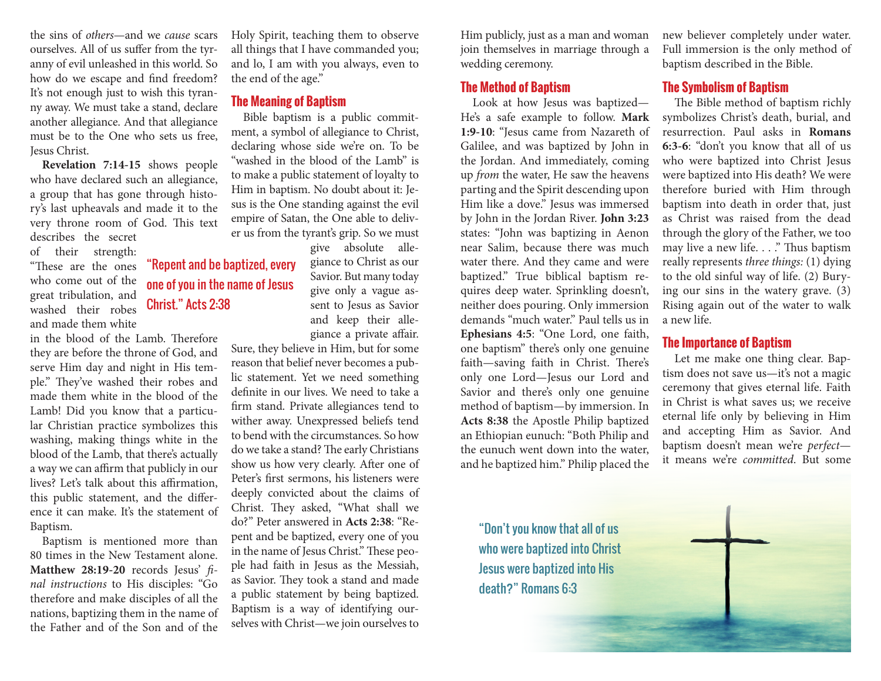the sins of *others*—and we *cause* scars ourselves. All of us suffer from the tyranny of evil unleashed in this world. So how do we escape and find freedom? It's not enough just to wish this tyranny away. We must take a stand, declare another allegiance. And that allegiance must be to the One who sets us free, Jesus Christ.

**Revelation 7:14-15** shows people who have declared such an allegiance, a group that has gone through history's last upheavals and made it to the very throne room of God. This text describes the secret of their strength: "These are the ones who come out of the great tribulation, and washed their robes and made them white in the blood of the Lamb. Therefore they are before the throne of God, and serve Him day and night in His temple." They've washed their robes and made them white in the blood of the Lamb! Did you know that a particular Christian practice symbolizes this washing, making things white in the blood of the Lamb, that there's actually a way we can affirm that publicly in our lives? Let's talk about this affirmation, this public statement, and the difference it can make. It's the statement of Baptism.

Baptism is mentioned more than 80 times in the New Testament alone. **Matthew 28:19-20** records Jesus' *final instructions* to His disciples: "Go therefore and make disciples of all the nations, baptizing them in the name of the Father and of the Son and of the Holy Spirit, teaching them to observe all things that I have commanded you; and lo, I am with you always, even to the end of the age."

## The Meaning of Baptism

Bible baptism is a public commitment, a symbol of allegiance to Christ, declaring whose side we're on. To be "washed in the blood of the Lamb" is to make a public statement of loyalty to Him in baptism. No doubt about it: Jesus is the One standing against the evil empire of Satan, the One able to deliver us from the tyrant's grip. So we must give absolute allegiance to Christ as our Savior. But many today give only a vague assent to Jesus as Savior and keep their allegiance a private affair. Sure, they believe in Him, but for some reason that belief never becomes a public statement. Yet we need something definite in our lives. We need to take a firm stand. Private allegiances tend to wither away. Unexpressed beliefs tend to bend with the circumstances. So how do we take a stand? The early Christians show us how very clearly. After one of Peter's first sermons, his listeners were deeply convicted about the claims of Christ. They asked, "What shall we do?" Peter answered in **Acts 2:38**: "Repent and be baptized, every one of you in the name of Jesus Christ." These people had faith in Jesus as the Messiah, as Savior. They took a stand and made a public statement by being baptized. Baptism is a way of identifying ourselves with Christ—we join ourselves to Him publicly, just as a man and woman join themselves in marriage through a wedding ceremony.

> "Repent and be baptized, every one of you in the name of Jesus Christ." Acts 2:38

## The Method of Baptism

Look at how Jesus was baptized—He's a safe example to follow. **Mark 1:9-10**: "Jesus came from Nazareth of Galilee, and was baptized by John in the Jordan. And immediately, coming up *from* the water, He saw the heavens parting and the Spirit descending upon Him like a dove." Jesus was immersed by John in the Jordan River. **John 3:23** states: "John was baptizing in Aenon near Salim, because there was much water there. And they came and were baptized." True biblical baptism requires deep water. Sprinkling doesn't, neither does pouring. Only immersion demands "much water." Paul tells us in **Ephesians 4:5**: "One Lord, one faith, one baptism" there's only one genuine faith—saving faith in Christ. There's only one Lord—Jesus our Lord and Savior and there's only one genuine method of baptism—by immersion. In **Acts 8:38** the Apostle Philip baptized an Ethiopian eunuch: "Both Philip and the eunuch went down into the water, and he baptized him." Philip placed the new believer completely under water. Full immersion is the only method of baptism described in the Bible.

## The Symbolism of Baptism

The Bible method of baptism richly symbolizes Christ's death, burial, and resurrection. Paul asks in **Romans 6:3-6**: "don't you know that all of us who were baptized into Christ Jesus were baptized into His death? We were therefore buried with Him through baptism into death in order that, just as Christ was raised from the dead through the glory of the Father, we too may live a new life. . . ." Thus baptism really represents *three things:* (1) dying to the old sinful way of life. (2) Burying our sins in the watery grave. (3) Rising again out of the water to walk a new life.

## The Importance of Baptism

Let me make one thing clear. Baptism does not save us—it's not a magic ceremony that gives eternal life. Faith in Christ is what saves us; we receive eternal life only by believing in Him and accepting Him as Savior. And baptism doesn't mean we're *perfect*—it means we're *committed*. But some

> "Don't you know that all of us who were baptized into Christ Jesus were baptized into His death?" Romans 6:3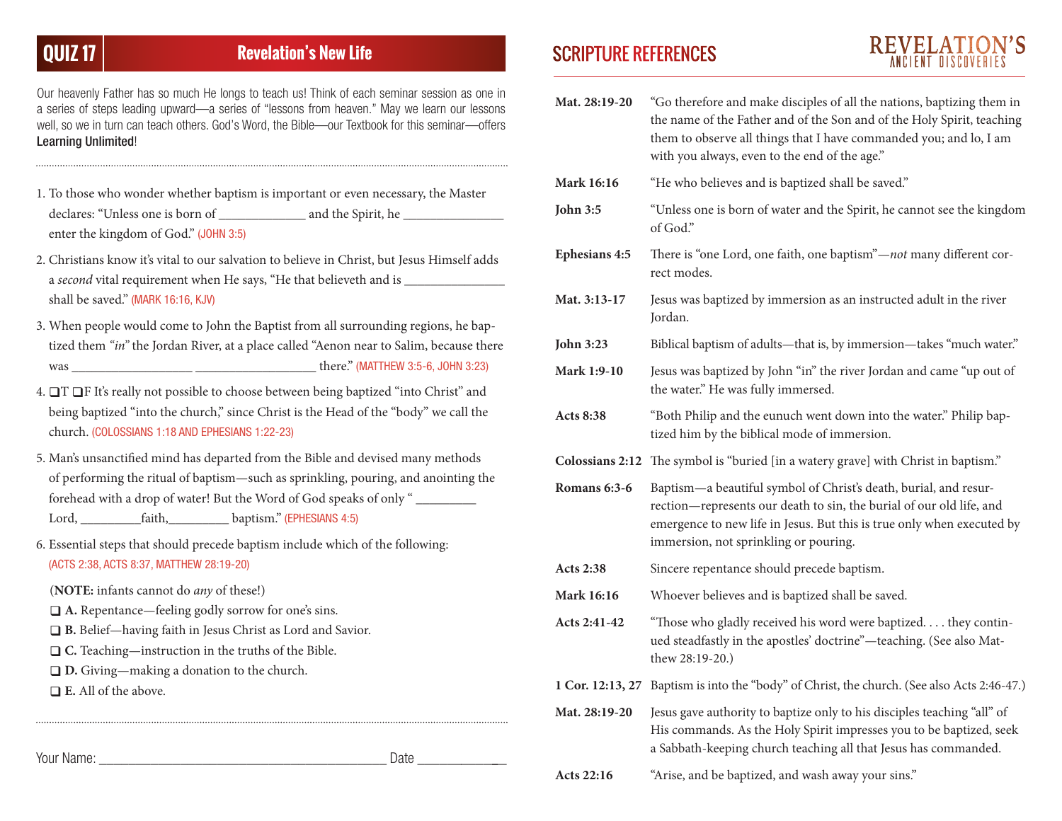## QUIZ 17 Revelation's New Life

Our heavenly Father has so much He longs to teach us! Think of each seminar session as one in a series of steps leading upward—a series of "lessons from heaven." May we learn our lessons well, so we in turn can teach others. God's Word, the Bible—our Textbook for this seminar—offers **Learning Unlimited**!

1. To those who wonder whether baptism is important or even necessary, the Master declares: "Unless one is born of _____________ and the Spirit, he _______________ enter the kingdom of God." (JOHN 3:5)

2. Christians know it's vital to our salvation to believe in Christ, but Jesus Himself adds a *second* vital requirement when He says, "He that believeth and is _______________ shall be saved." (MARK 16:16, KJV)

3. When people would come to John the Baptist from all surrounding regions, he baptized them *"in"* the Jordan River, at a place called "Aenon near to Salim, because there was __________________ __________________ there." (MATTHEW 3:5-6, JOHN 3:23)

4. ❑T ❑F It's really not possible to choose between being baptized "into Christ" and being baptized "into the church," since Christ is the Head of the "body" we call the church. (COLOSSIANS 1:18 AND EPHESIANS 1:22-23)

5. Man's unsanctified mind has departed from the Bible and devised many methods of performing the ritual of baptism—such as sprinkling, pouring, and anointing the forehead with a drop of water! But the Word of God speaks of only " _________ Lord, _________faith,_________ baptism." (EPHESIANS 4:5)

6. Essential steps that should precede baptism include which of the following: (ACTS 2:38, ACTS 8:37, MATTHEW 28:19-20)

   (**NOTE:** infants cannot do *any* of these!)

   ❑ **A.** Repentance—feeling godly sorrow for one's sins.
   ❑ **B.** Belief—having faith in Jesus Christ as Lord and Savior.
   ❑ **C.** Teaching—instruction in the truths of the Bible.
   ❑ **D.** Giving—making a donation to the church.
   ❑ **E.** All of the above.

Your Name: __________________________________________ Date ____________

## SCRIPTURE REFERENCES

REVELATION'S ANCIENT DISCOVERIES

| | |
|---|---|
| **Mat. 28:19-20** | "Go therefore and make disciples of all the nations, baptizing them in the name of the Father and of the Son and of the Holy Spirit, teaching them to observe all things that I have commanded you; and lo, I am with you always, even to the end of the age." |
| **Mark 16:16** | "He who believes and is baptized shall be saved." |
| **John 3:5** | "Unless one is born of water and the Spirit, he cannot see the kingdom of God." |
| **Ephesians 4:5** | There is "one Lord, one faith, one baptism"—*not* many different correct modes. |
| **Mat. 3:13-17** | Jesus was baptized by immersion as an instructed adult in the river Jordan. |
| **John 3:23** | Biblical baptism of adults—that is, by immersion—takes "much water." |
| **Mark 1:9-10** | Jesus was baptized by John "in" the river Jordan and came "up out of the water." He was fully immersed. |
| **Acts 8:38** | "Both Philip and the eunuch went down into the water." Philip baptized him by the biblical mode of immersion. |
| **Colossians 2:12** | The symbol is "buried [in a watery grave] with Christ in baptism." |
| **Romans 6:3-6** | Baptism—a beautiful symbol of Christ's death, burial, and resurrection—represents our death to sin, the burial of our old life, and emergence to new life in Jesus. But this is true only when executed by immersion, not sprinkling or pouring. |
| **Acts 2:38** | Sincere repentance should precede baptism. |
| **Mark 16:16** | Whoever believes and is baptized shall be saved. |
| **Acts 2:41-42** | "Those who gladly received his word were baptized. . . . they continued steadfastly in the apostles' doctrine"—teaching. (See also Matthew 28:19-20.) |
| **1 Cor. 12:13, 27** | Baptism is into the "body" of Christ, the church. (See also Acts 2:46-47.) |
| **Mat. 28:19-20** | Jesus gave authority to baptize only to his disciples teaching "all" of His commands. As the Holy Spirit impresses you to be baptized, seek a Sabbath-keeping church teaching all that Jesus has commanded. |
| **Acts 22:16** | "Arise, and be baptized, and wash away your sins." |